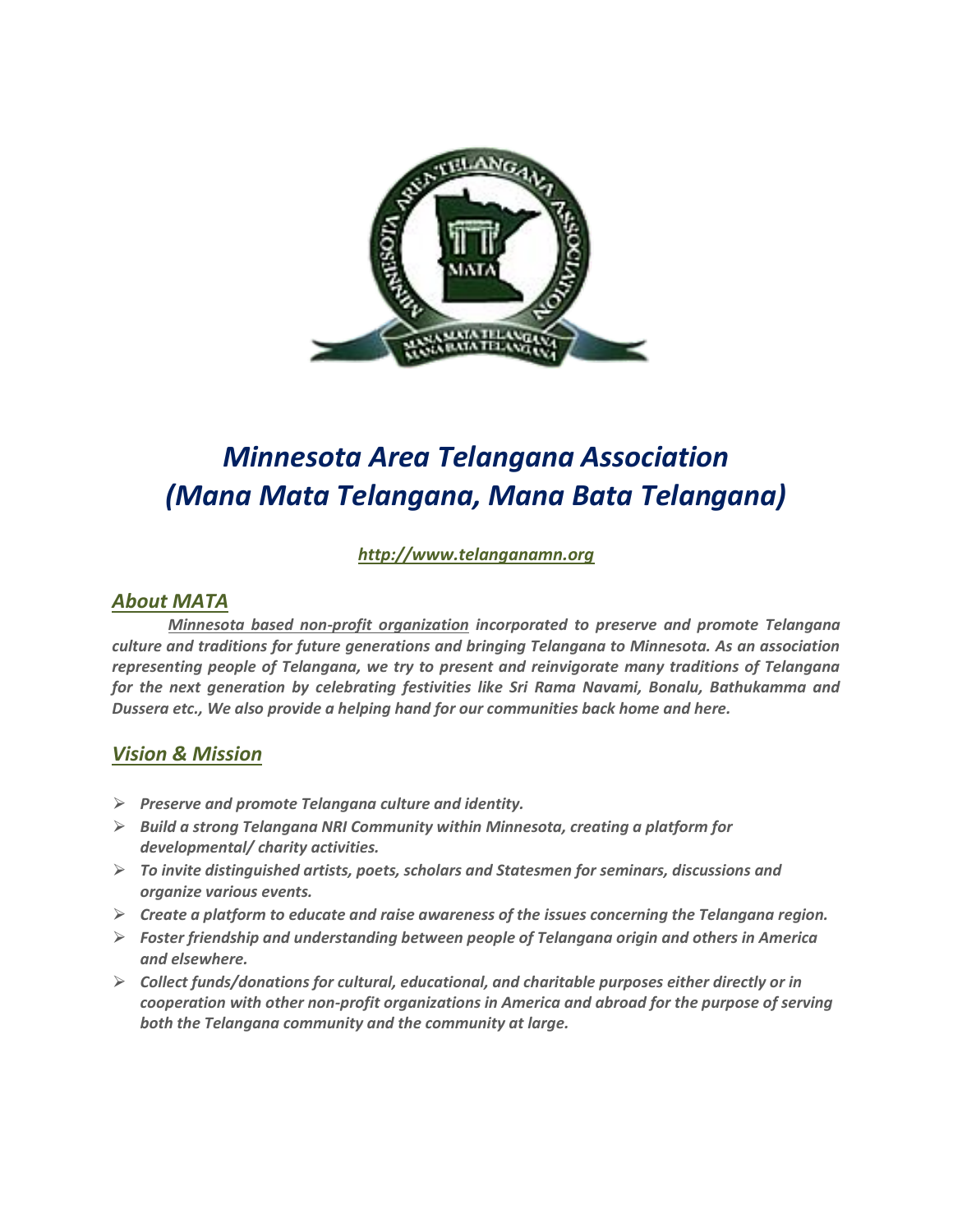# *Minnesota Area Telangana Association (Mana Mata Telangana, Mana Bata Telangana)*

***http://www.telanganamn.org***

## *About MATA*

***Minnesota based non-profit organization** incorporated to preserve and promote Telangana culture and traditions for future generations and bringing Telangana to Minnesota. As an association representing people of Telangana, we try to present and reinvigorate many traditions of Telangana for the next generation by celebrating festivities like Sri Rama Navami, Bonalu, Bathukamma and Dussera etc., We also provide a helping hand for our communities back home and here.*

## *Vision & Mission*

- ***Preserve and promote Telangana culture and identity.***
- ***Build a strong Telangana NRI Community within Minnesota, creating a platform for developmental/ charity activities.***
- ***To invite distinguished artists, poets, scholars and Statesmen for seminars, discussions and organize various events.***
- ***Create a platform to educate and raise awareness of the issues concerning the Telangana region.***
- ***Foster friendship and understanding between people of Telangana origin and others in America and elsewhere.***
- ***Collect funds/donations for cultural, educational, and charitable purposes either directly or in cooperation with other non-profit organizations in America and abroad for the purpose of serving both the Telangana community and the community at large.***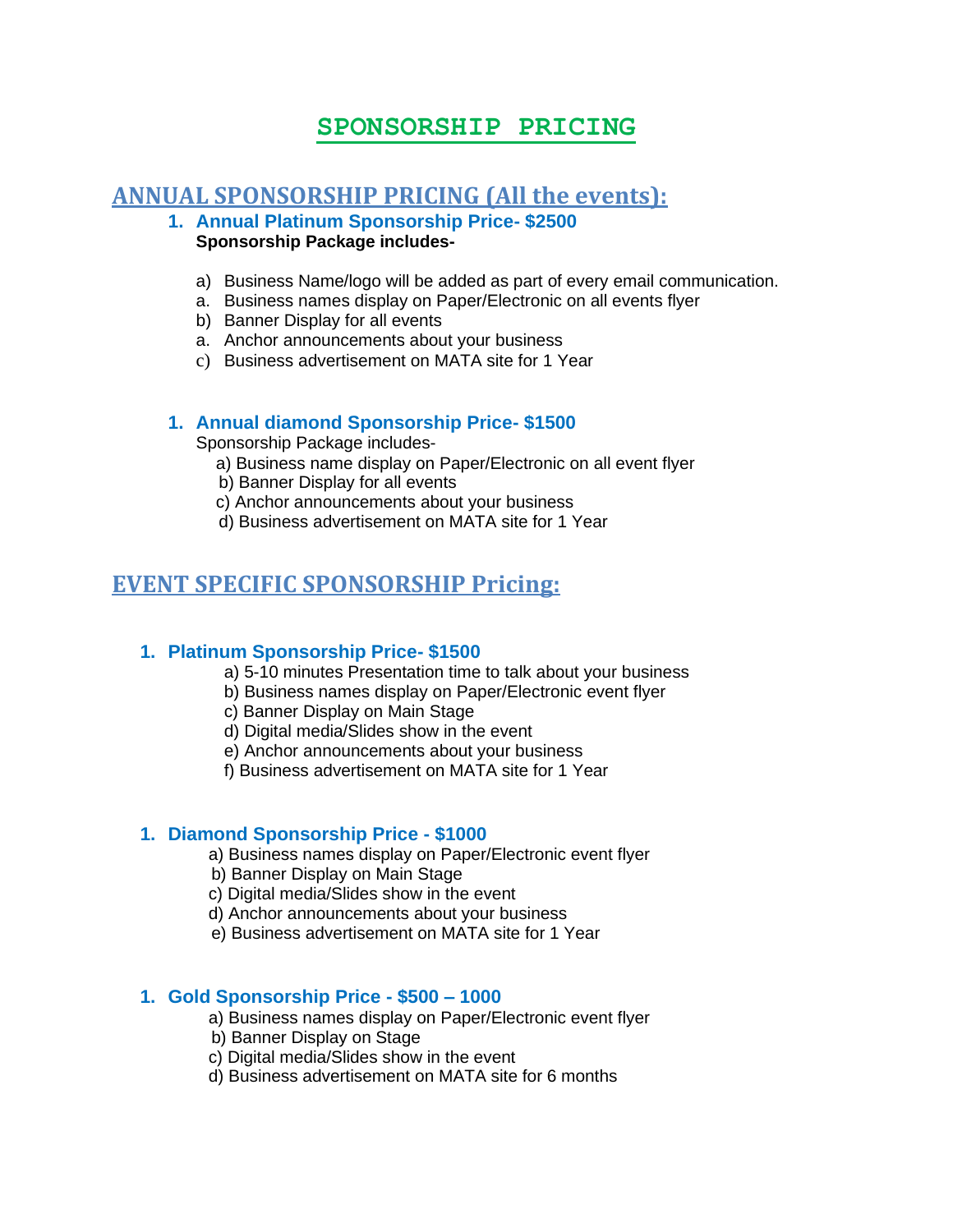# SPONSORSHIP PRICING

## ANNUAL SPONSORSHIP PRICING (All the events):

1. **Annual Platinum Sponsorship Price- $2500**
   **Sponsorship Package includes-**

   a) Business Name/logo will be added as part of every email communication.
   a. Business names display on Paper/Electronic on all events flyer
   b) Banner Display for all events
   a. Anchor announcements about your business
   c) Business advertisement on MATA site for 1 Year

1. **Annual diamond Sponsorship Price- $1500**
   Sponsorship Package includes-
   a) Business name display on Paper/Electronic on all event flyer
   b) Banner Display for all events
   c) Anchor announcements about your business
   d) Business advertisement on MATA site for 1 Year

## EVENT SPECIFIC SPONSORSHIP Pricing:

1. **Platinum Sponsorship Price- $1500**
   a) 5-10 minutes Presentation time to talk about your business
   b) Business names display on Paper/Electronic event flyer
   c) Banner Display on Main Stage
   d) Digital media/Slides show in the event
   e) Anchor announcements about your business
   f) Business advertisement on MATA site for 1 Year

1. **Diamond Sponsorship Price - $1000**
   a) Business names display on Paper/Electronic event flyer
   b) Banner Display on Main Stage
   c) Digital media/Slides show in the event
   d) Anchor announcements about your business
   e) Business advertisement on MATA site for 1 Year

1. **Gold Sponsorship Price - $500 – 1000**
   a) Business names display on Paper/Electronic event flyer
   b) Banner Display on Stage
   c) Digital media/Slides show in the event
   d) Business advertisement on MATA site for 6 months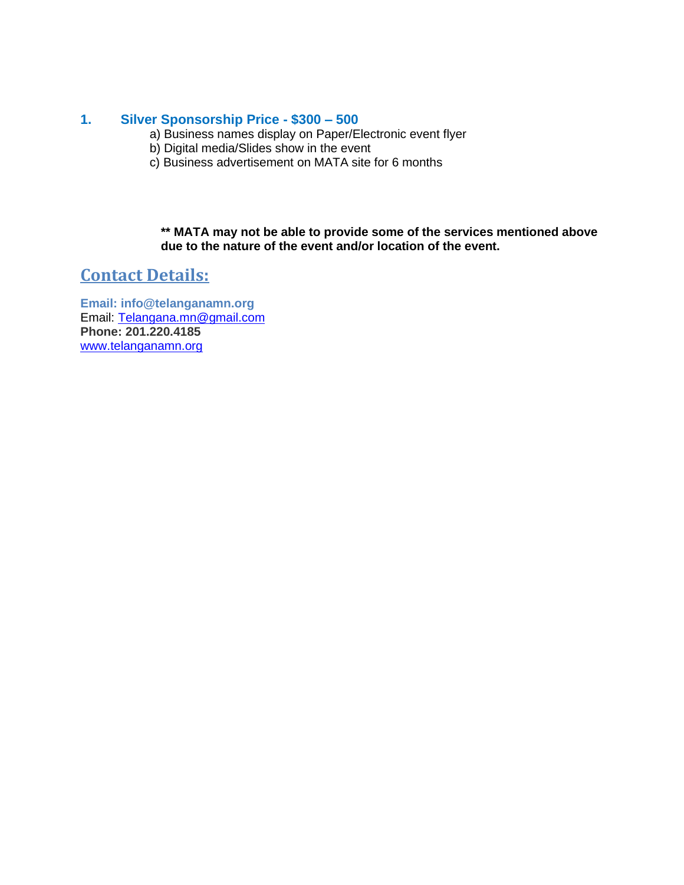### 1. Silver Sponsorship Price - $300 – 500

a) Business names display on Paper/Electronic event flyer
b) Digital media/Slides show in the event
c) Business advertisement on MATA site for 6 months

**** MATA may not be able to provide some of the services mentioned above due to the nature of the event and/or location of the event.**

## Contact Details:

**Email: info@telanganamn.org**
Email: Telangana.mn@gmail.com
**Phone: 201.220.4185**
www.telanganamn.org